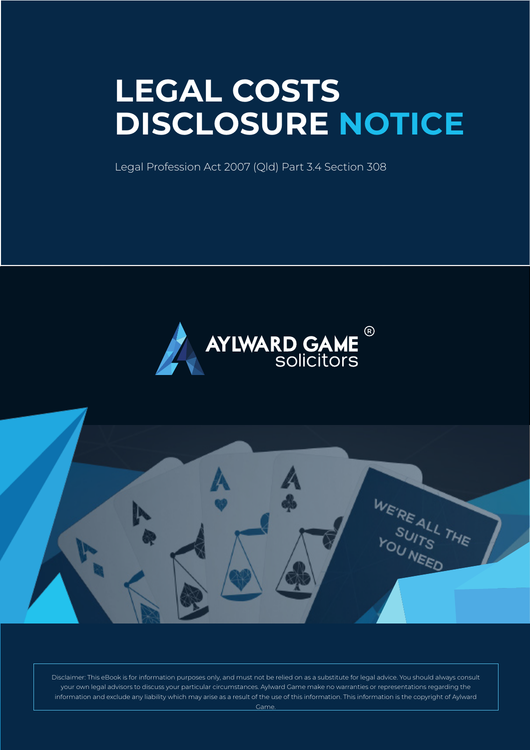# LEGAL COSTS DISCLOSURE NOTICE

Legal Profession Act 2007 (Qld) Part 3.4 Section 308

AYLWARD GAME® solicitors

WE'RE ALL THE SUITS YOU NEED

Disclaimer: This eBook is for information purposes only, and must not be relied on as a substitute for legal advice. You should always consult your own legal advisors to discuss your particular circumstances. Aylward Game make no warranties or representations regarding the information and exclude any liability which may arise as a result of the use of this information. This information is the copyright of Aylward Game.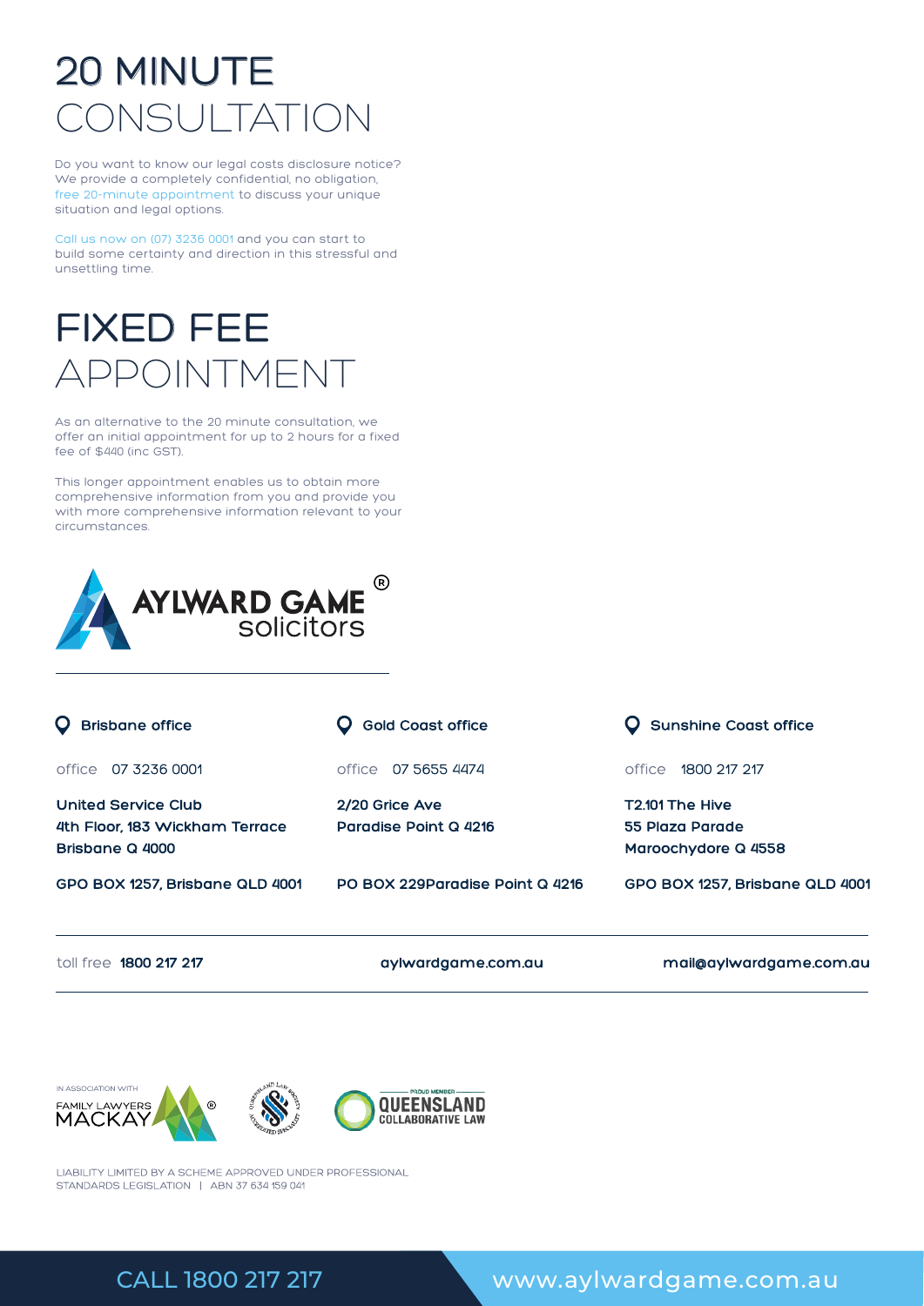# 20 MINUTE CONSULTATION

Do you want to know our legal costs disclosure notice? We provide a completely confidential, no obligation, free 20-minute appointment to discuss your unique situation and legal options.

Call us now on (07) 3236 0001 and you can start to build some certainty and direction in this stressful and unsettling time.

# FIXED FEE APPOINTMENT

As an alternative to the 20 minute consultation, we offer an initial appointment for up to 2 hours for a fixed fee of $440 (inc GST).

This longer appointment enables us to obtain more comprehensive information from you and provide you with more comprehensive information relevant to your circumstances.

AYLWARD GAME® solicitors

**Brisbane office**

office 07 3236 0001

**United Service Club**
**4th Floor, 183 Wickham Terrace**
**Brisbane Q 4000**

**GPO BOX 1257, Brisbane QLD 4001**

**Gold Coast office**

office 07 5655 4474

**2/20 Grice Ave**
**Paradise Point Q 4216**

**PO BOX 229Paradise Point Q 4216**

**Sunshine Coast office**

office 1800 217 217

**T2.101 The Hive**
**55 Plaza Parade**
**Maroochydore Q 4558**

**GPO BOX 1257, Brisbane QLD 4001**

toll free **1800 217 217** | **aylwardgame.com.au** | **mail@aylwardgame.com.au**

IN ASSOCIATION WITH FAMILY LAWYERS MACKAY® | PROUD MEMBER QUEENSLAND COLLABORATIVE LAW

LIABILITY LIMITED BY A SCHEME APPROVED UNDER PROFESSIONAL STANDARDS LEGISLATION | ABN 37 634 159 041

CALL 1800 217 217 www.aylwardgame.com.au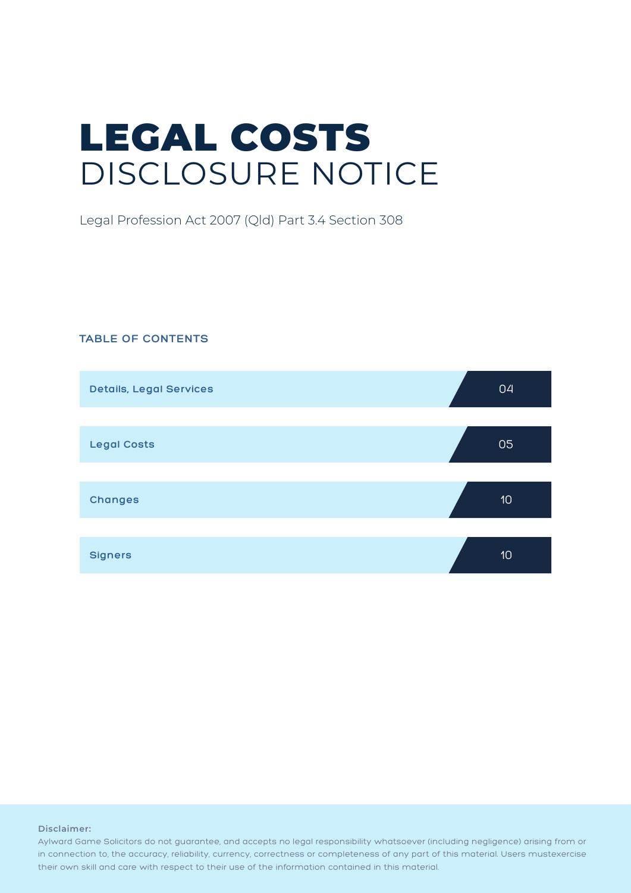# LEGAL COSTS
## DISCLOSURE NOTICE

Legal Profession Act 2007 (Qld) Part 3.4 Section 308

### TABLE OF CONTENTS

| Section | Page |
|---|---|
| Details, Legal Services | 04 |
| Legal Costs | 05 |
| Changes | 10 |
| Signers | 10 |

**Disclaimer:**
Aylward Game Solicitors do not guarantee, and accepts no legal responsibility whatsoever (including negligence) arising from or in connection to, the accuracy, reliability, currency, correctness or completeness of any part of this material. Users mustexercise their own skill and care with respect to their use of the information contained in this material.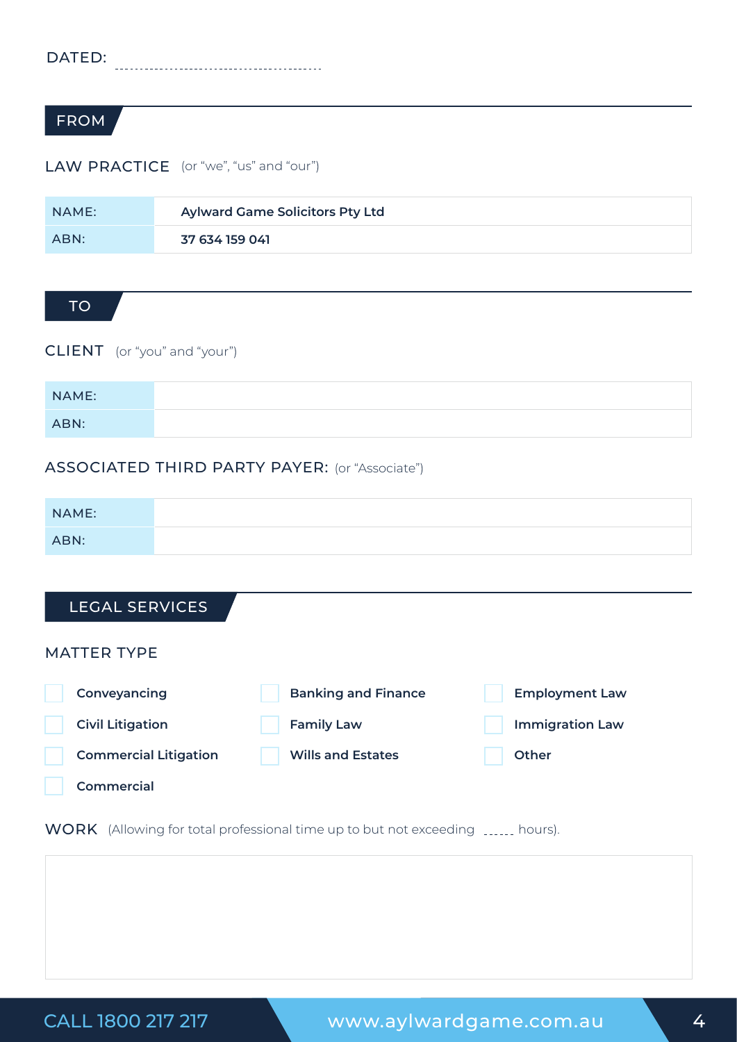DATED: ..............................................

## FROM

### LAW PRACTICE (or "we", "us" and "our")

| NAME: | **Aylward Game Solicitors Pty Ltd** |
|---|---|
| ABN: | **37 634 159 041** |

## TO

### CLIENT (or "you" and "your")

| NAME: | |
|---|---|
| ABN: | |

### ASSOCIATED THIRD PARTY PAYER: (or "Associate")

| NAME: | |
|---|---|
| ABN: | |

## LEGAL SERVICES

### MATTER TYPE

- ☐ **Conveyancing**
- ☐ **Civil Litigation**
- ☐ **Commercial Litigation**
- ☐ **Commercial**
- ☐ **Banking and Finance**
- ☐ **Family Law**
- ☐ **Wills and Estates**
- ☐ **Employment Law**
- ☐ **Immigration Law**
- ☐ **Other**

### WORK (Allowing for total professional time up to but not exceeding ...... hours).

CALL 1800 217 217 www.aylwardgame.com.au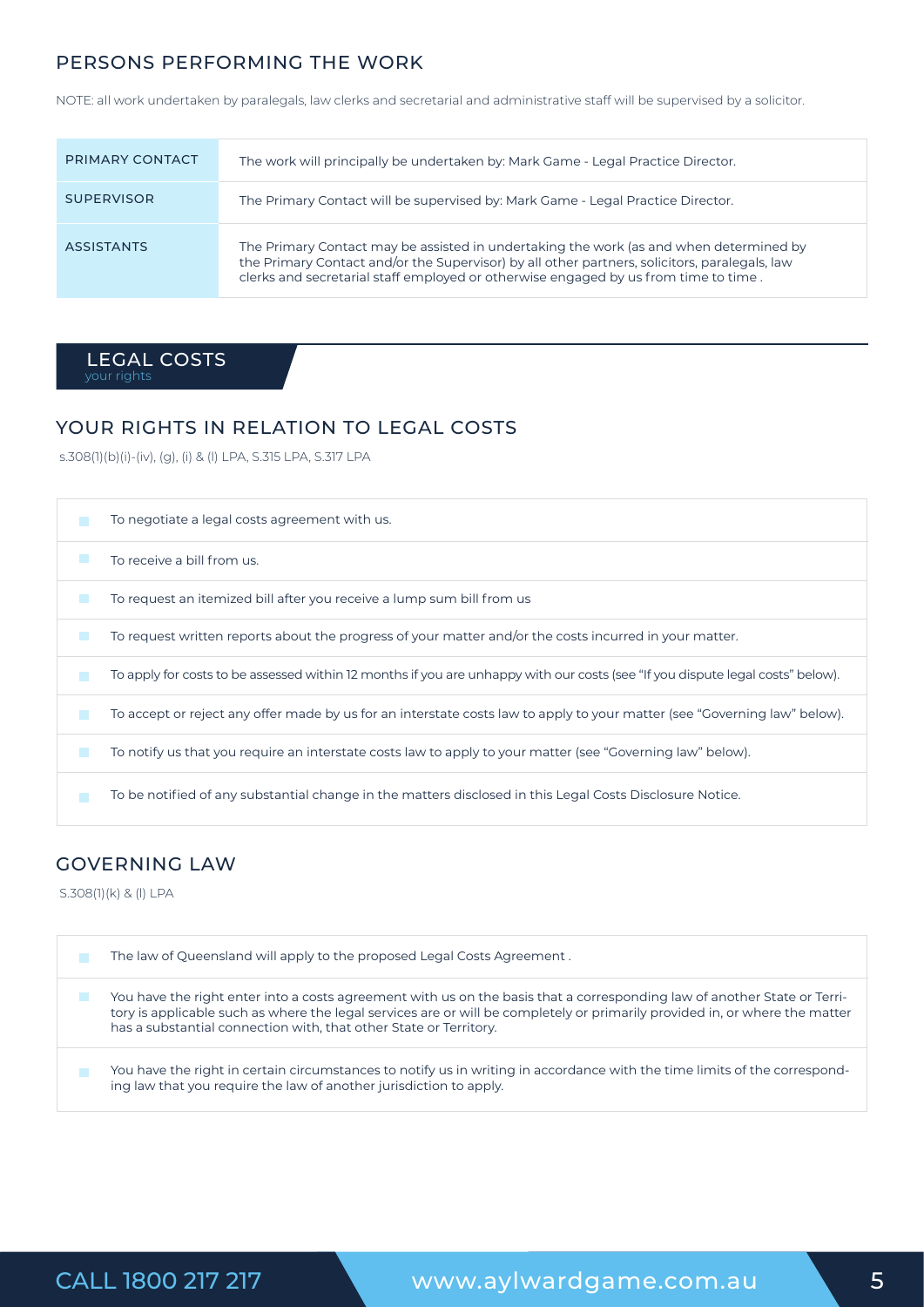## PERSONS PERFORMING THE WORK

NOTE: all work undertaken by paralegals, law clerks and secretarial and administrative staff will be supervised by a solicitor.

| | |
|---|---|
| PRIMARY CONTACT | The work will principally be undertaken by: Mark Game - Legal Practice Director. |
| SUPERVISOR | The Primary Contact will be supervised by: Mark Game - Legal Practice Director. |
| ASSISTANTS | The Primary Contact may be assisted in undertaking the work (as and when determined by the Primary Contact and/or the Supervisor) by all other partners, solicitors, paralegals, law clerks and secretarial staff employed or otherwise engaged by us from time to time . |

# LEGAL COSTS

your rights

## YOUR RIGHTS IN RELATION TO LEGAL COSTS

s.308(1)(b)(i)-(iv), (g), (i) & (l) LPA, S.315 LPA, S.317 LPA

- To negotiate a legal costs agreement with us.
- To receive a bill from us.
- To request an itemized bill after you receive a lump sum bill from us
- To request written reports about the progress of your matter and/or the costs incurred in your matter.
- To apply for costs to be assessed within 12 months if you are unhappy with our costs (see "If you dispute legal costs" below).
- To accept or reject any offer made by us for an interstate costs law to apply to your matter (see "Governing law" below).
- To notify us that you require an interstate costs law to apply to your matter (see "Governing law" below).
- To be notified of any substantial change in the matters disclosed in this Legal Costs Disclosure Notice.

## GOVERNING LAW

S.308(1)(k) & (l) LPA

- The law of Queensland will apply to the proposed Legal Costs Agreement .
- You have the right enter into a costs agreement with us on the basis that a corresponding law of another State or Territory is applicable such as where the legal services are or will be completely or primarily provided in, or where the matter has a substantial connection with, that other State or Territory.
- You have the right in certain circumstances to notify us in writing in accordance with the time limits of the corresponding law that you require the law of another jurisdiction to apply.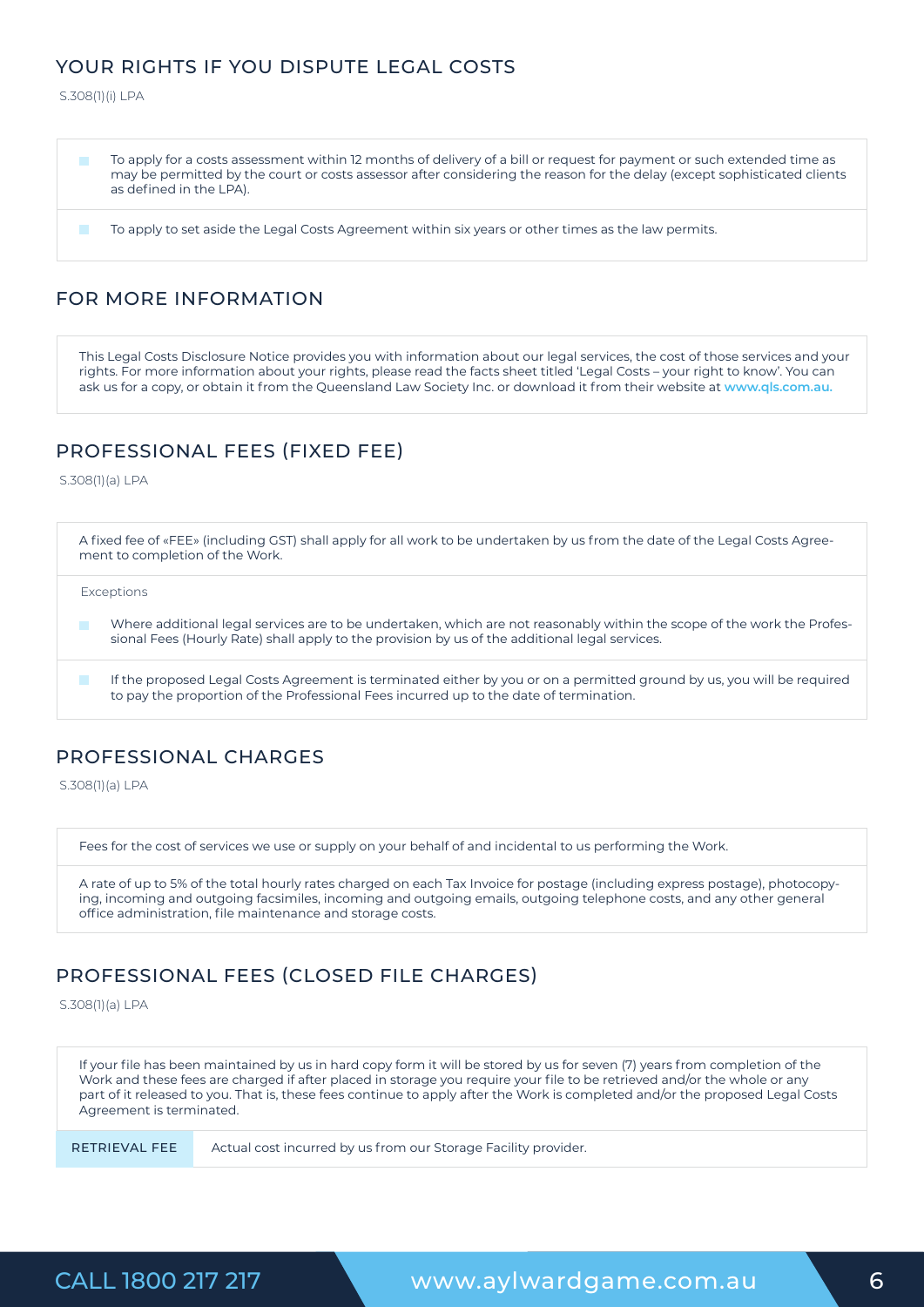## YOUR RIGHTS IF YOU DISPUTE LEGAL COSTS

S.308(1)(i) LPA

- To apply for a costs assessment within 12 months of delivery of a bill or request for payment or such extended time as may be permitted by the court or costs assessor after considering the reason for the delay (except sophisticated clients as defined in the LPA).
- To apply to set aside the Legal Costs Agreement within six years or other times as the law permits.

## FOR MORE INFORMATION

This Legal Costs Disclosure Notice provides you with information about our legal services, the cost of those services and your rights. For more information about your rights, please read the facts sheet titled 'Legal Costs – your right to know'. You can ask us for a copy, or obtain it from the Queensland Law Society Inc. or download it from their website at www.qls.com.au.

## PROFESSIONAL FEES (FIXED FEE)

S.308(1)(a) LPA

A fixed fee of «FEE» (including GST) shall apply for all work to be undertaken by us from the date of the Legal Costs Agreement to completion of the Work.

Exceptions

- Where additional legal services are to be undertaken, which are not reasonably within the scope of the work the Professional Fees (Hourly Rate) shall apply to the provision by us of the additional legal services.
- If the proposed Legal Costs Agreement is terminated either by you or on a permitted ground by us, you will be required to pay the proportion of the Professional Fees incurred up to the date of termination.

## PROFESSIONAL CHARGES

S.308(1)(a) LPA

Fees for the cost of services we use or supply on your behalf of and incidental to us performing the Work.

A rate of up to 5% of the total hourly rates charged on each Tax Invoice for postage (including express postage), photocopying, incoming and outgoing facsimiles, incoming and outgoing emails, outgoing telephone costs, and any other general office administration, file maintenance and storage costs.

## PROFESSIONAL FEES (CLOSED FILE CHARGES)

S.308(1)(a) LPA

If your file has been maintained by us in hard copy form it will be stored by us for seven (7) years from completion of the Work and these fees are charged if after placed in storage you require your file to be retrieved and/or the whole or any part of it released to you. That is, these fees continue to apply after the Work is completed and/or the proposed Legal Costs Agreement is terminated.

| RETRIEVAL FEE | Actual cost incurred by us from our Storage Facility provider. |
| --- | --- |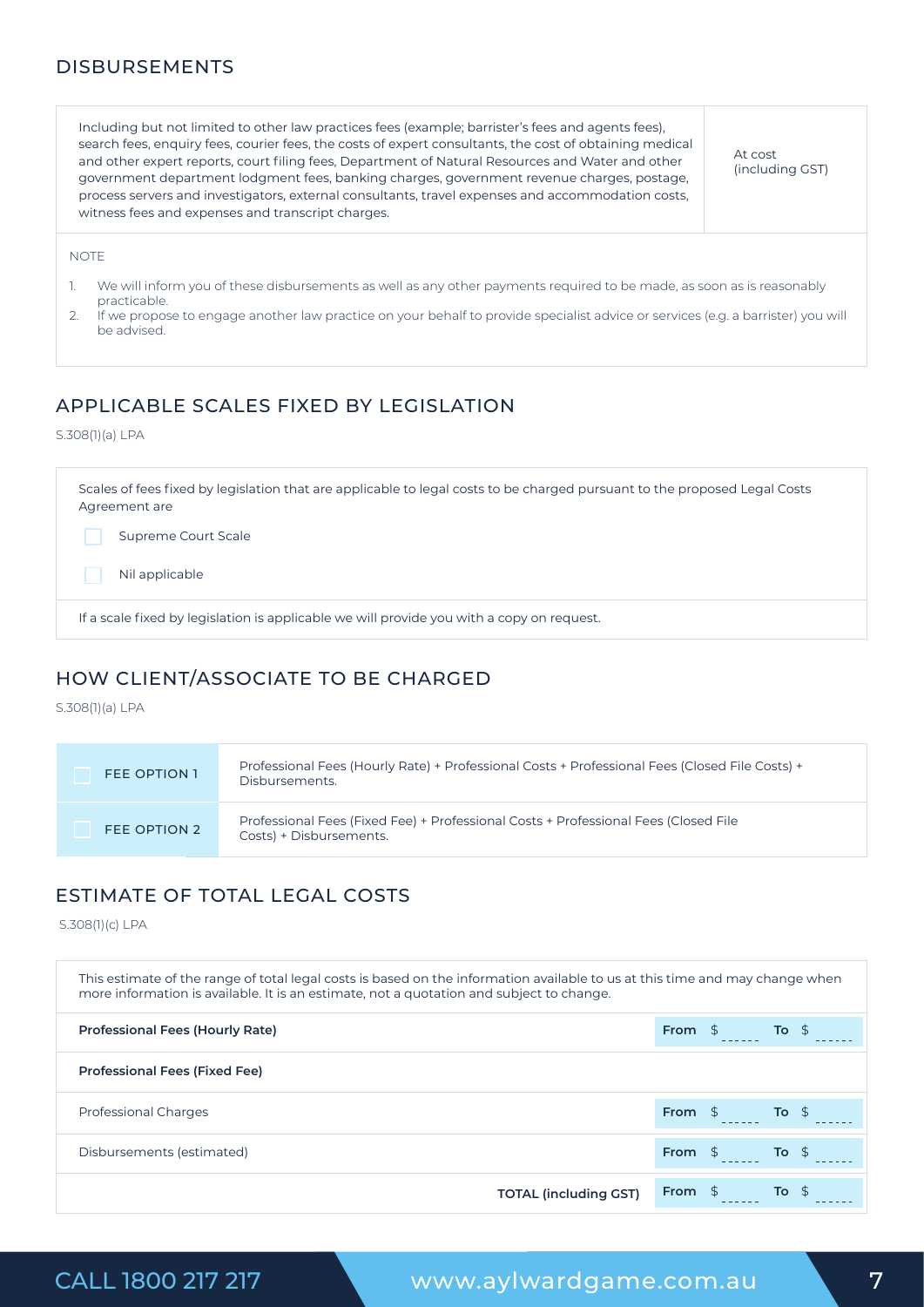## DISBURSEMENTS

| | |
|---|---|
| Including but not limited to other law practices fees (example; barrister's fees and agents fees), search fees, enquiry fees, courier fees, the costs of expert consultants, the cost of obtaining medical and other expert reports, court filing fees, Department of Natural Resources and Water and other government department lodgment fees, banking charges, government revenue charges, postage, process servers and investigators, external consultants, travel expenses and accommodation costs, witness fees and expenses and transcript charges. | At cost (including GST) |

NOTE

1. We will inform you of these disbursements as well as any other payments required to be made, as soon as is reasonably practicable.
2. If we propose to engage another law practice on your behalf to provide specialist advice or services (e.g. a barrister) you will be advised.

## APPLICABLE SCALES FIXED BY LEGISLATION

S.308(1)(a) LPA

Scales of fees fixed by legislation that are applicable to legal costs to be charged pursuant to the proposed Legal Costs Agreement are

- ☐ Supreme Court Scale
- ☐ Nil applicable

If a scale fixed by legislation is applicable we will provide you with a copy on request.

## HOW CLIENT/ASSOCIATE TO BE CHARGED

S.308(1)(a) LPA

| | |
|---|---|
| ☐ FEE OPTION 1 | Professional Fees (Hourly Rate) + Professional Costs + Professional Fees (Closed File Costs) + Disbursements. |
| ☐ FEE OPTION 2 | Professional Fees (Fixed Fee) + Professional Costs + Professional Fees (Closed File Costs) + Disbursements. |

## ESTIMATE OF TOTAL LEGAL COSTS

S.308(1)(c) LPA

This estimate of the range of total legal costs is based on the information available to us at this time and may change when more information is available. It is an estimate, not a quotation and subject to change.

| | |
|---|---|
| **Professional Fees (Hourly Rate)** | **From** $ ------ **To** $ ------ |
| **Professional Fees (Fixed Fee)** | |
| Professional Charges | **From** $ ------ **To** $ ------ |
| Disbursements (estimated) | **From** $ ------ **To** $ ------ |
| **TOTAL (including GST)** | **From** $ ------ **To** $ ------ |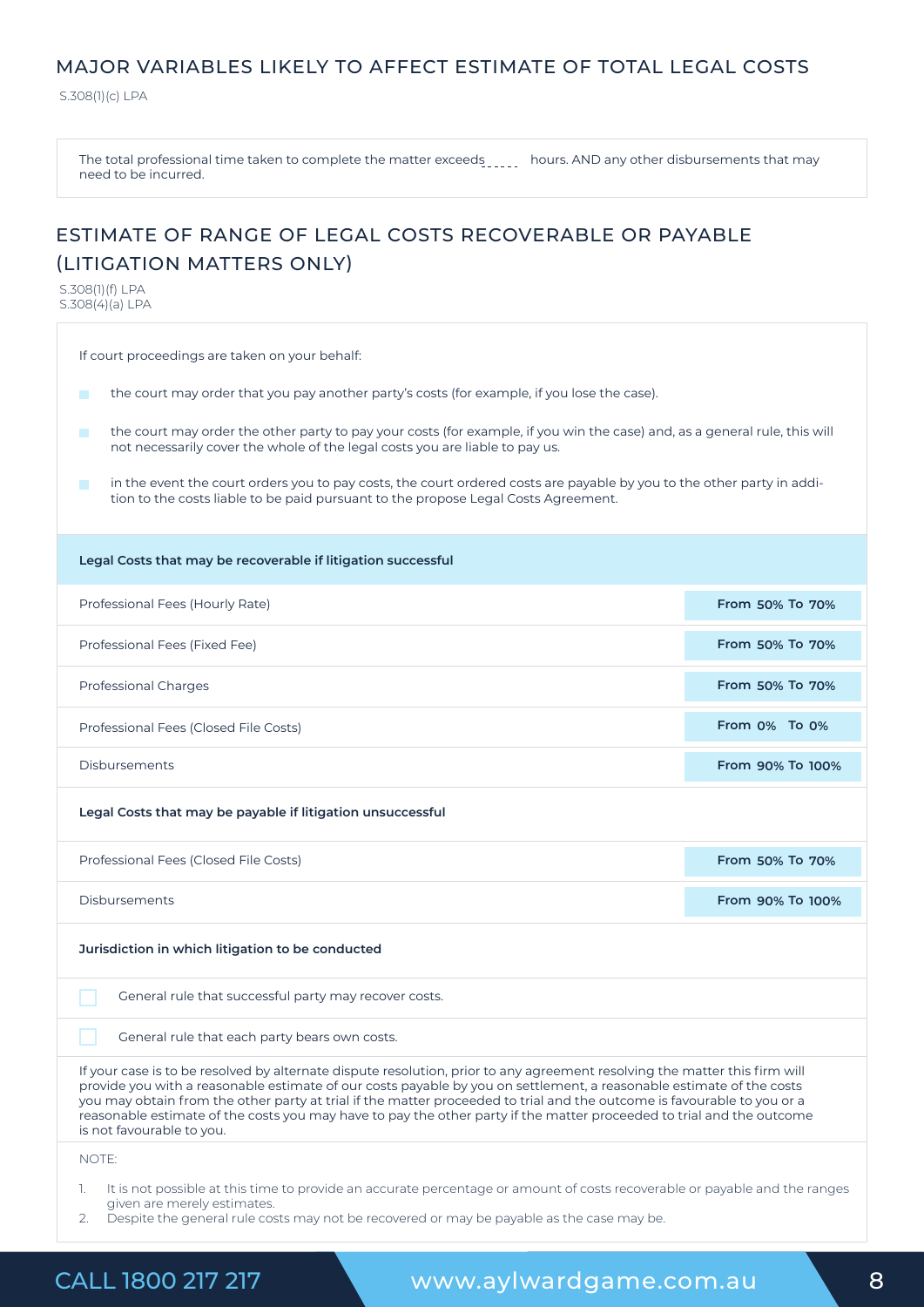## MAJOR VARIABLES LIKELY TO AFFECT ESTIMATE OF TOTAL LEGAL COSTS

S.308(1)(c) LPA

The total professional time taken to complete the matter exceeds _____ hours. AND any other disbursements that may need to be incurred.

## ESTIMATE OF RANGE OF LEGAL COSTS RECOVERABLE OR PAYABLE (LITIGATION MATTERS ONLY)

S.308(1)(f) LPA
S.308(4)(a) LPA

If court proceedings are taken on your behalf:

- the court may order that you pay another party's costs (for example, if you lose the case).
- the court may order the other party to pay your costs (for example, if you win the case) and, as a general rule, this will not necessarily cover the whole of the legal costs you are liable to pay us.
- in the event the court orders you to pay costs, the court ordered costs are payable by you to the other party in addition to the costs liable to be paid pursuant to the propose Legal Costs Agreement.

| **Legal Costs that may be recoverable if litigation successful** | |
|---|---|
| Professional Fees (Hourly Rate) | **From 50% To 70%** |
| Professional Fees (Fixed Fee) | **From 50% To 70%** |
| Professional Charges | **From 50% To 70%** |
| Professional Fees (Closed File Costs) | **From 0% To 0%** |
| Disbursements | **From 90% To 100%** |
| **Legal Costs that may be payable if litigation unsuccessful** | |
| Professional Fees (Closed File Costs) | **From 50% To 70%** |
| Disbursements | **From 90% To 100%** |

**Jurisdiction in which litigation to be conducted**

- ☐ General rule that successful party may recover costs.
- ☐ General rule that each party bears own costs.

If your case is to be resolved by alternate dispute resolution, prior to any agreement resolving the matter this firm will provide you with a reasonable estimate of our costs payable by you on settlement, a reasonable estimate of the costs you may obtain from the other party at trial if the matter proceeded to trial and the outcome is favourable to you or a reasonable estimate of the costs you may have to pay the other party if the matter proceeded to trial and the outcome is not favourable to you.

NOTE:

1. It is not possible at this time to provide an accurate percentage or amount of costs recoverable or payable and the ranges given are merely estimates.
2. Despite the general rule costs may not be recovered or may be payable as the case may be.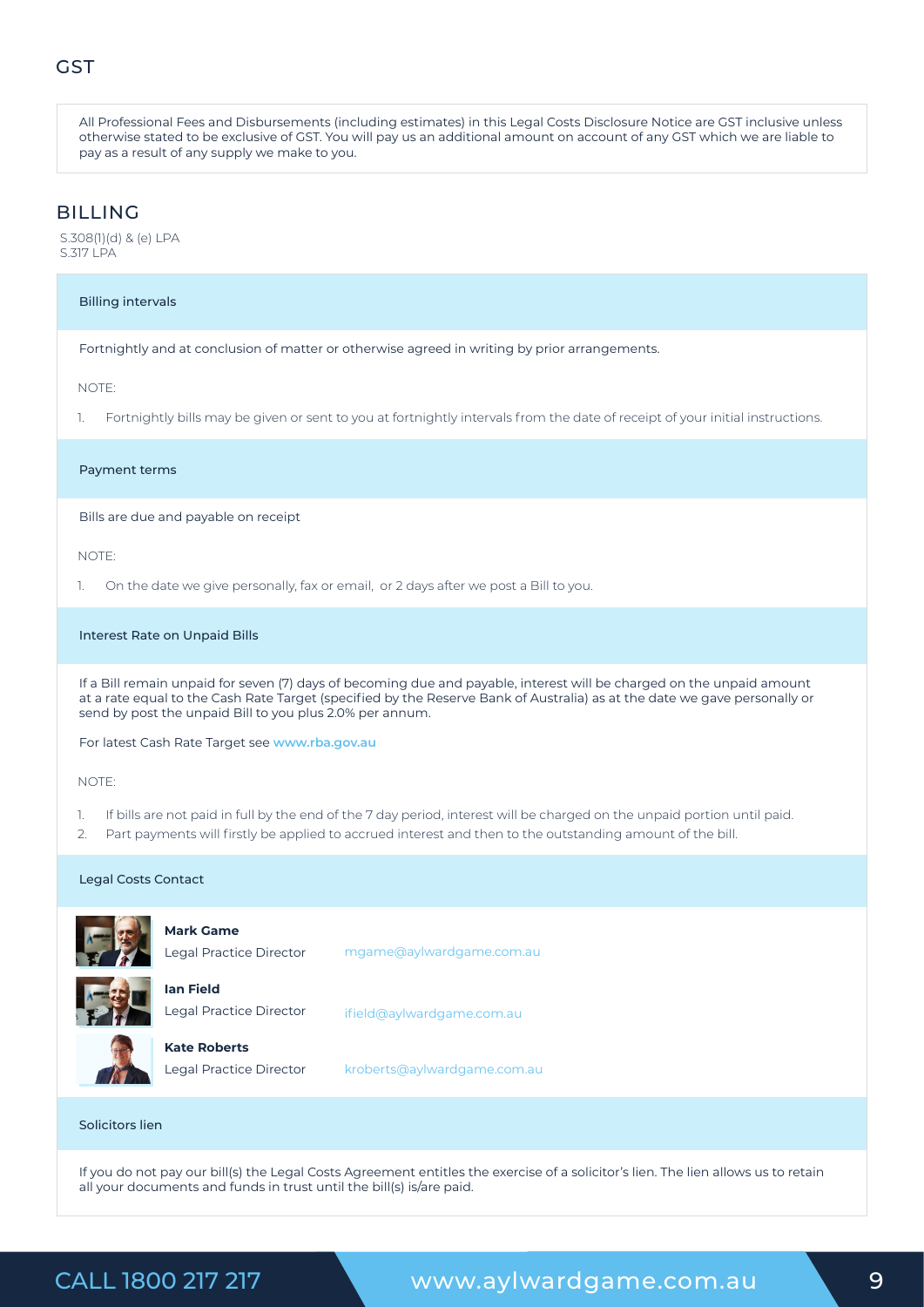## GST

All Professional Fees and Disbursements (including estimates) in this Legal Costs Disclosure Notice are GST inclusive unless otherwise stated to be exclusive of GST. You will pay us an additional amount on account of any GST which we are liable to pay as a result of any supply we make to you.

## BILLING

S.308(1)(d) & (e) LPA
S.317 LPA

### Billing intervals

Fortnightly and at conclusion of matter or otherwise agreed in writing by prior arrangements.

NOTE:

1. Fortnightly bills may be given or sent to you at fortnightly intervals from the date of receipt of your initial instructions.

### Payment terms

Bills are due and payable on receipt

NOTE:

1. On the date we give personally, fax or email, or 2 days after we post a Bill to you.

### Interest Rate on Unpaid Bills

If a Bill remain unpaid for seven (7) days of becoming due and payable, interest will be charged on the unpaid amount at a rate equal to the Cash Rate Target (specified by the Reserve Bank of Australia) as at the date we gave personally or send by post the unpaid Bill to you plus 2.0% per annum.

For latest Cash Rate Target see www.rba.gov.au

NOTE:

1. If bills are not paid in full by the end of the 7 day period, interest will be charged on the unpaid portion until paid.
2. Part payments will firstly be applied to accrued interest and then to the outstanding amount of the bill.

### Legal Costs Contact

**Mark Game**
Legal Practice Director mgame@aylwardgame.com.au

**Ian Field**
Legal Practice Director ifield@aylwardgame.com.au

**Kate Roberts**
Legal Practice Director kroberts@aylwardgame.com.au

### Solicitors lien

If you do not pay our bill(s) the Legal Costs Agreement entitles the exercise of a solicitor's lien. The lien allows us to retain all your documents and funds in trust until the bill(s) is/are paid.

CALL 1800 217 217 www.aylwardgame.com.au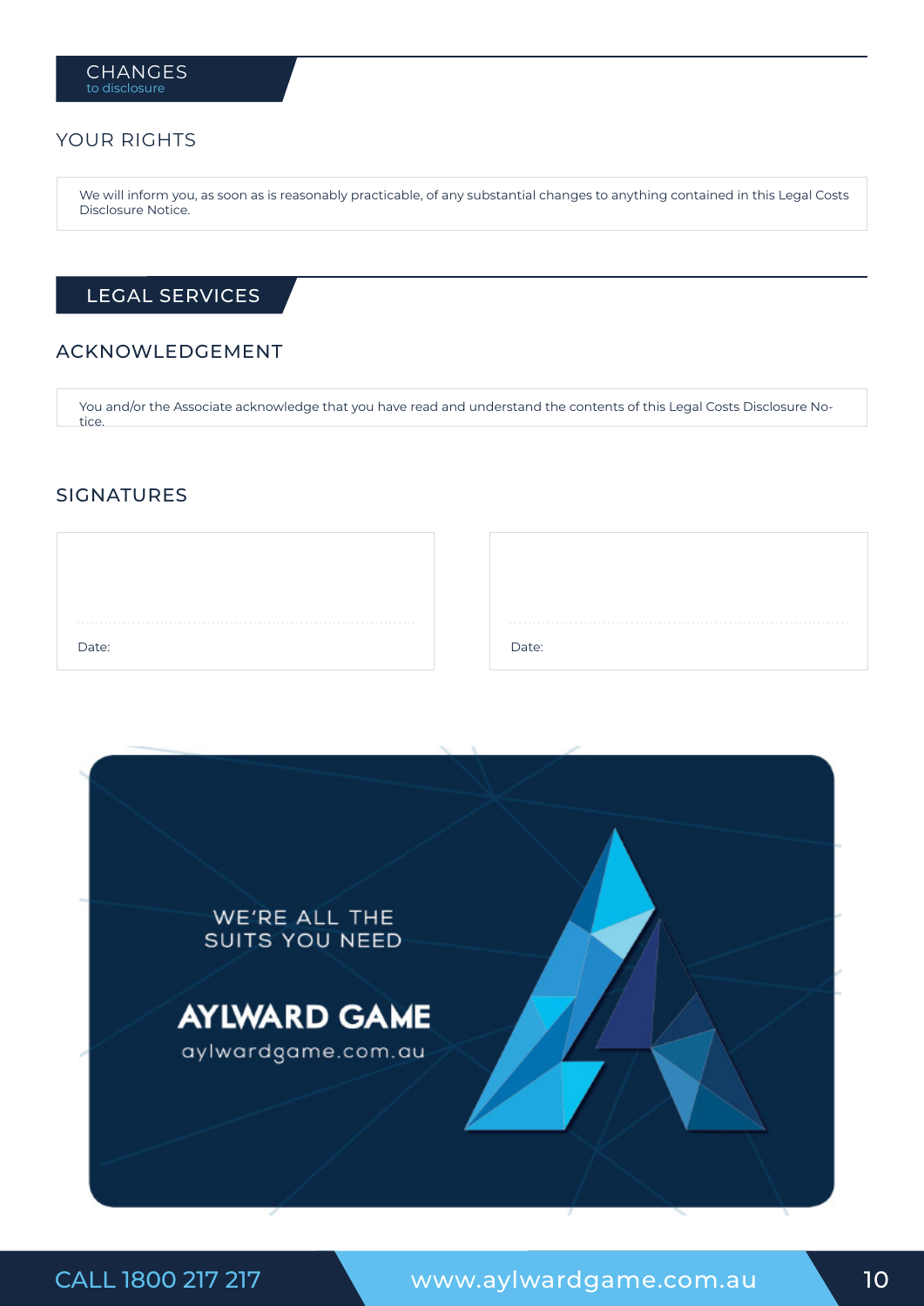## CHANGES
to disclosure

### YOUR RIGHTS

We will inform you, as soon as is reasonably practicable, of any substantial changes to anything contained in this Legal Costs Disclosure Notice.

## LEGAL SERVICES

### ACKNOWLEDGEMENT

You and/or the Associate acknowledge that you have read and understand the contents of this Legal Costs Disclosure Notice.

### SIGNATURES

| ........................................ | ........................................ |
|---|---|
| Date: | Date: |

WE'RE ALL THE SUITS YOU NEED

AYLWARD GAME

aylwardgame.com.au

CALL 1800 217 217 www.aylwardgame.com.au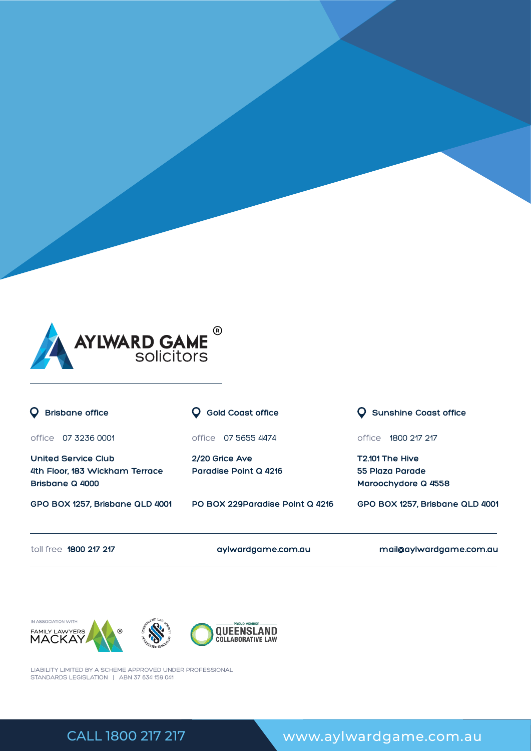AYLWARD GAME ®
solicitors

**Brisbane office**

office 07 3236 0001

**United Service Club**
**4th Floor, 183 Wickham Terrace**
**Brisbane Q 4000**

**GPO BOX 1257, Brisbane QLD 4001**

**Gold Coast office**

office 07 5655 4474

**2/20 Grice Ave**
**Paradise Point Q 4216**

**PO BOX 229Paradise Point Q 4216**

**Sunshine Coast office**

office 1800 217 217

**T2.101 The Hive**
**55 Plaza Parade**
**Maroochydore Q 4558**

**GPO BOX 1257, Brisbane QLD 4001**

toll free **1800 217 217**

**aylwardgame.com.au**

**mail@aylwardgame.com.au**

IN ASSOCIATION WITH FAMILY LAWYERS MACKAY ®

PROUD MEMBER QUEENSLAND COLLABORATIVE LAW

LIABILITY LIMITED BY A SCHEME APPROVED UNDER PROFESSIONAL STANDARDS LEGISLATION | ABN 37 634 159 041

CALL 1800 217 217

www.aylwardgame.com.au